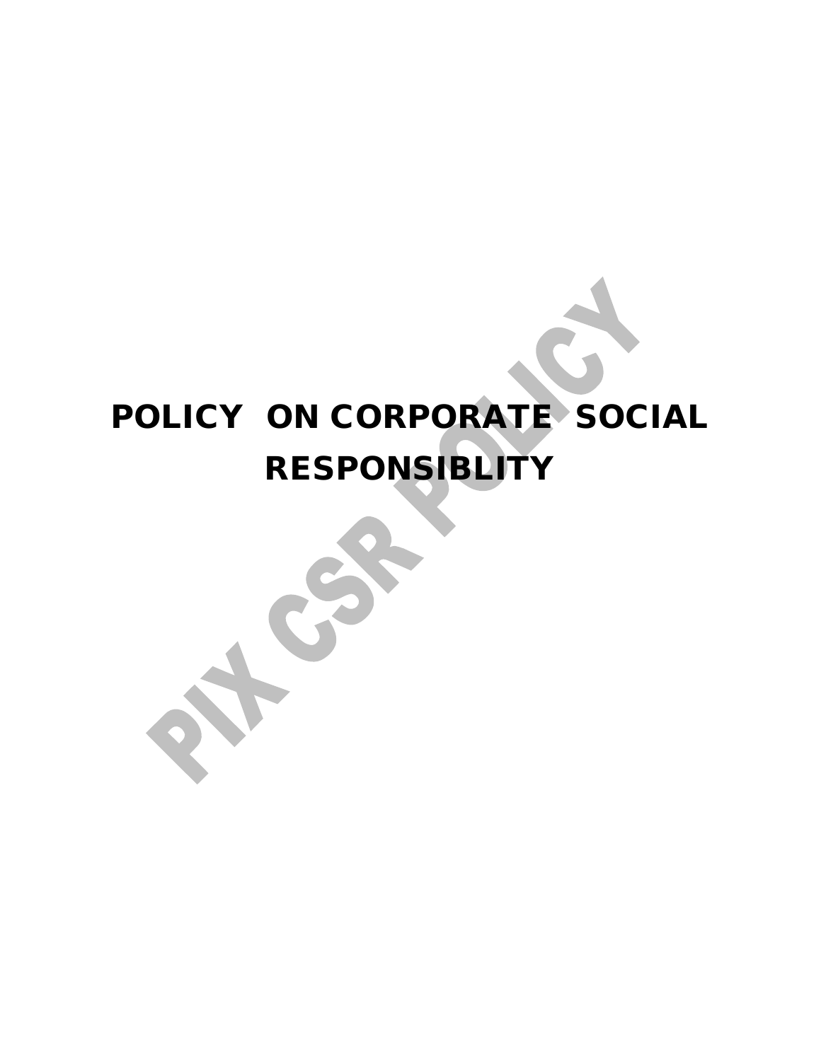# POLICY ON CORPORATE SOCIAL RESPONSIBLITY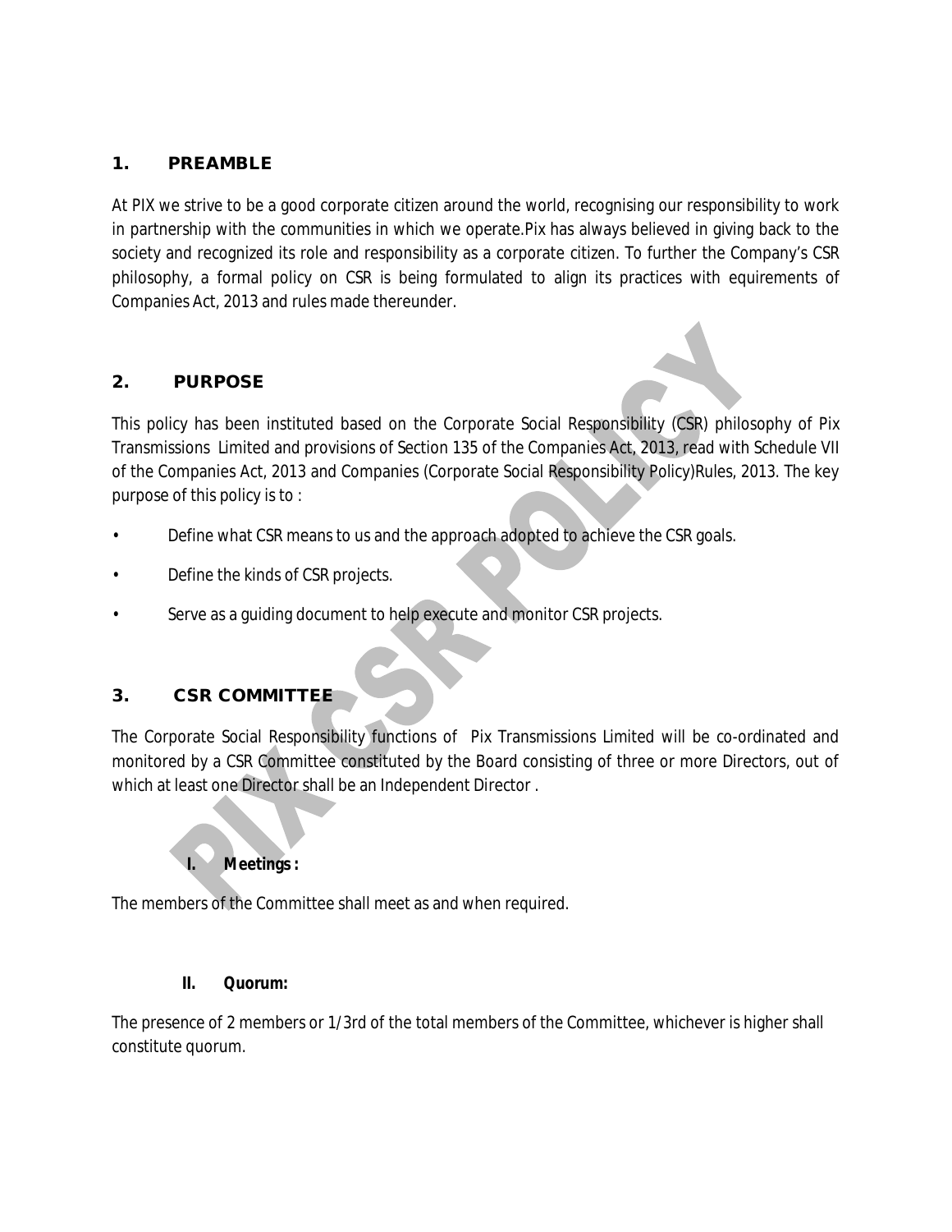## 1. PREAMBLE

At PIX we strive to be a good corporate citizen around the world, recognising our responsibility to work in partnership with the communities in which we operate.Pix has always believed in giving back to the society and recognized its role and responsibility as a corporate citizen. To further the Company's CSR philosophy, a formal policy on CSR is being formulated to align its practices with equirements of Companies Act, 2013 and rules made thereunder.

## 2. PURPOSE

This policy has been instituted based on the Corporate Social Responsibility (CSR) philosophy of Pix Transmissions Limited and provisions of Section 135 of the Companies Act, 2013, read with Schedule VII of the Companies Act, 2013 and Companies (Corporate Social Responsibility Policy)Rules, 2013. The key purpose of this policy is to :

- Define what CSR means to us and the approach adopted to achieve the CSR goals.
- Define the kinds of CSR projects.
- Serve as a guiding document to help execute and monitor CSR projects.

## 3. CSR COMMITTEE

The Corporate Social Responsibility functions of Pix Transmissions Limited will be co-ordinated and monitored by a CSR Committee constituted by the Board consisting of three or more Directors, out of which at least one Director shall be an Independent Director .

### I. Meetings :

The members of the Committee shall meet as and when required.

### II. Quorum:

The presence of 2 members or 1/3rd of the total members of the Committee, whichever is higher shall constitute quorum.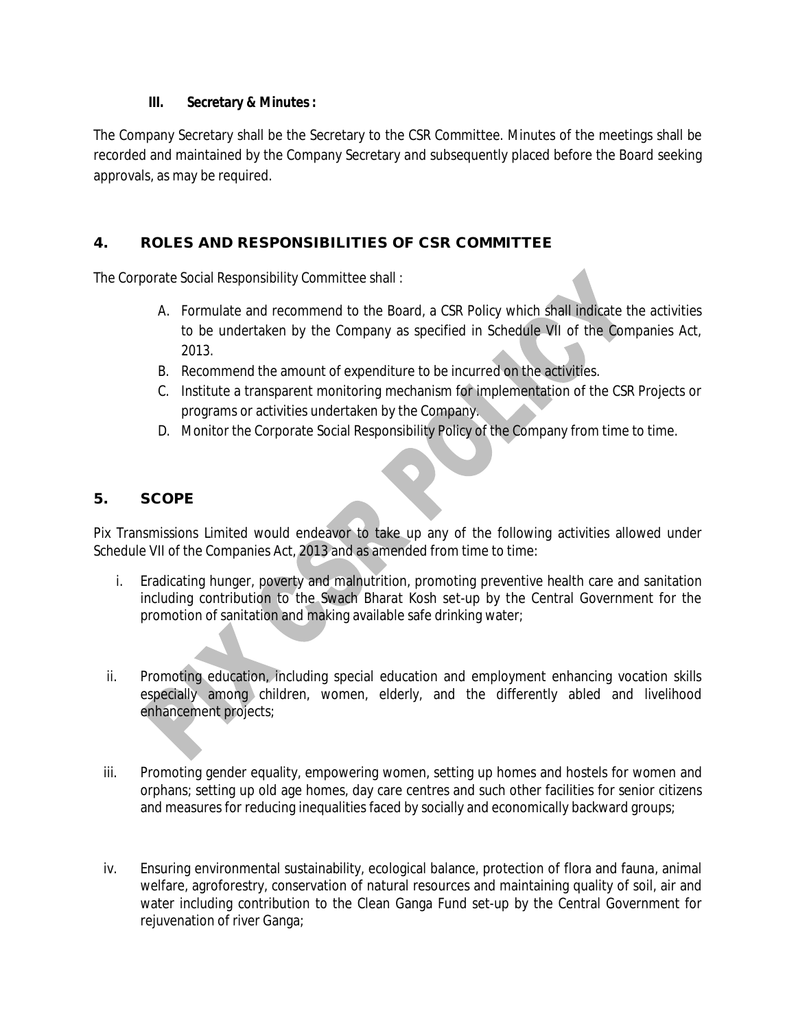**III. Secretary & Minutes :**

The Company Secretary shall be the Secretary to the CSR Committee. Minutes of the meetings shall be recorded and maintained by the Company Secretary and subsequently placed before the Board seeking approvals, as may be required.

## 4. ROLES AND RESPONSIBILITIES OF CSR COMMITTEE

The Corporate Social Responsibility Committee shall :

A. Formulate and recommend to the Board, a CSR Policy which shall indicate the activities to be undertaken by the Company as specified in Schedule VII of the Companies Act, 2013.
B. Recommend the amount of expenditure to be incurred on the activities.
C. Institute a transparent monitoring mechanism for implementation of the CSR Projects or programs or activities undertaken by the Company.
D. Monitor the Corporate Social Responsibility Policy of the Company from time to time.

## 5. SCOPE

Pix Transmissions Limited would endeavor to take up any of the following activities allowed under Schedule VII of the Companies Act, 2013 and as amended from time to time:

i. Eradicating hunger, poverty and malnutrition, promoting preventive health care and sanitation including contribution to the Swach Bharat Kosh set-up by the Central Government for the promotion of sanitation and making available safe drinking water;

ii. Promoting education, including special education and employment enhancing vocation skills especially among children, women, elderly, and the differently abled and livelihood enhancement projects;

iii. Promoting gender equality, empowering women, setting up homes and hostels for women and orphans; setting up old age homes, day care centres and such other facilities for senior citizens and measures for reducing inequalities faced by socially and economically backward groups;

iv. Ensuring environmental sustainability, ecological balance, protection of flora and fauna, animal welfare, agroforestry, conservation of natural resources and maintaining quality of soil, air and water including contribution to the Clean Ganga Fund set-up by the Central Government for rejuvenation of river Ganga;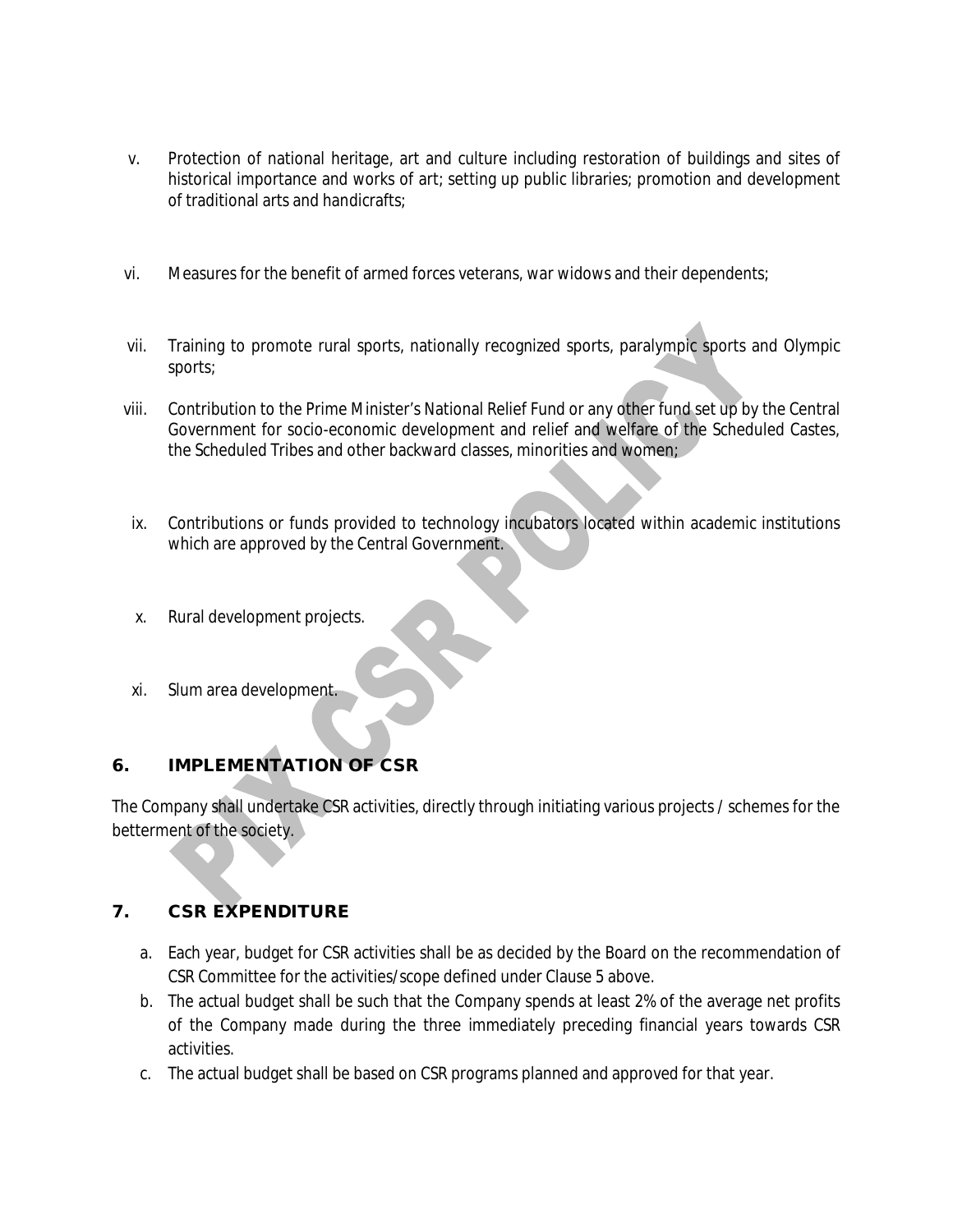v. Protection of national heritage, art and culture including restoration of buildings and sites of historical importance and works of art; setting up public libraries; promotion and development of traditional arts and handicrafts;

vi. Measures for the benefit of armed forces veterans, war widows and their dependents;

vii. Training to promote rural sports, nationally recognized sports, paralympic sports and Olympic sports;

viii. Contribution to the Prime Minister's National Relief Fund or any other fund set up by the Central Government for socio-economic development and relief and welfare of the Scheduled Castes, the Scheduled Tribes and other backward classes, minorities and women;

ix. Contributions or funds provided to technology incubators located within academic institutions which are approved by the Central Government.

x. Rural development projects.

xi. Slum area development.

## 6. IMPLEMENTATION OF CSR

The Company shall undertake CSR activities, directly through initiating various projects / schemes for the betterment of the society.

## 7. CSR EXPENDITURE

a. Each year, budget for CSR activities shall be as decided by the Board on the recommendation of CSR Committee for the activities/scope defined under Clause 5 above.
b. The actual budget shall be such that the Company spends at least 2% of the average net profits of the Company made during the three immediately preceding financial years towards CSR activities.
c. The actual budget shall be based on CSR programs planned and approved for that year.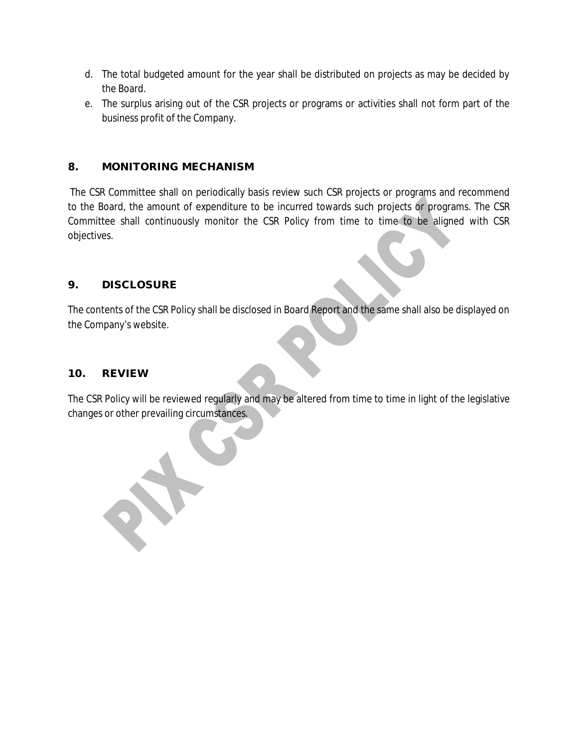d. The total budgeted amount for the year shall be distributed on projects as may be decided by the Board.

e. The surplus arising out of the CSR projects or programs or activities shall not form part of the business profit of the Company.

## 8. MONITORING MECHANISM

The CSR Committee shall on periodically basis review such CSR projects or programs and recommend to the Board, the amount of expenditure to be incurred towards such projects or programs. The CSR Committee shall continuously monitor the CSR Policy from time to time to be aligned with CSR objectives.

## 9. DISCLOSURE

The contents of the CSR Policy shall be disclosed in Board Report and the same shall also be displayed on the Company's website.

## 10. REVIEW

The CSR Policy will be reviewed regularly and may be altered from time to time in light of the legislative changes or other prevailing circumstances.